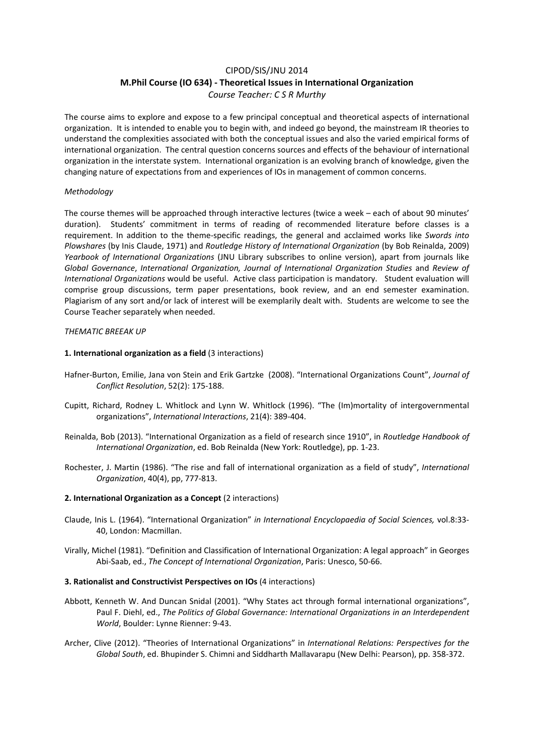CIPOD/SIS/JNU 2014

# M.Phil Course (IO 634) - Theoretical Issues in International Organization

*Course Teacher: C S R Murthy*

The course aims to explore and expose to a few principal conceptual and theoretical aspects of international organization. It is intended to enable you to begin with, and indeed go beyond, the mainstream IR theories to understand the complexities associated with both the conceptual issues and also the varied empirical forms of international organization. The central question concerns sources and effects of the behaviour of international organization in the interstate system. International organization is an evolving branch of knowledge, given the changing nature of expectations from and experiences of IOs in management of common concerns.

*Methodology*

The course themes will be approached through interactive lectures (twice a week – each of about 90 minutes' duration). Students' commitment in terms of reading of recommended literature before classes is a requirement. In addition to the theme-specific readings, the general and acclaimed works like *Swords into Plowshares* (by Inis Claude, 1971) and *Routledge History of International Organization* (by Bob Reinalda, 2009) *Yearbook of International Organizations* (JNU Library subscribes to online version), apart from journals like *Global Governance*, *International Organization, Journal of International Organization Studies* and *Review of International Organizations* would be useful. Active class participation is mandatory. Student evaluation will comprise group discussions, term paper presentations, book review, and an end semester examination. Plagiarism of any sort and/or lack of interest will be exemplarily dealt with. Students are welcome to see the Course Teacher separately when needed.

*THEMATIC BREEAK UP*

**1. International organization as a field** (3 interactions)

Hafner-Burton, Emilie, Jana von Stein and Erik Gartzke (2008). "International Organizations Count", *Journal of Conflict Resolution*, 52(2): 175-188.

Cupitt, Richard, Rodney L. Whitlock and Lynn W. Whitlock (1996). "The (Im)mortality of intergovernmental organizations", *International Interactions*, 21(4): 389-404.

Reinalda, Bob (2013). "International Organization as a field of research since 1910", in *Routledge Handbook of International Organization*, ed. Bob Reinalda (New York: Routledge), pp. 1-23.

Rochester, J. Martin (1986). "The rise and fall of international organization as a field of study", *International Organization*, 40(4), pp, 777-813.

**2. International Organization as a Concept** (2 interactions)

Claude, Inis L. (1964). "International Organization" *in International Encyclopaedia of Social Sciences,* vol.8:33-40, London: Macmillan.

Virally, Michel (1981). "Definition and Classification of International Organization: A legal approach" in Georges Abi-Saab, ed., *The Concept of International Organization*, Paris: Unesco, 50-66.

**3. Rationalist and Constructivist Perspectives on IOs** (4 interactions)

Abbott, Kenneth W. And Duncan Snidal (2001). "Why States act through formal international organizations", Paul F. Diehl, ed., *The Politics of Global Governance: International Organizations in an Interdependent World*, Boulder: Lynne Rienner: 9-43.

Archer, Clive (2012). "Theories of International Organizations" in *International Relations: Perspectives for the Global South*, ed. Bhupinder S. Chimni and Siddharth Mallavarapu (New Delhi: Pearson), pp. 358-372.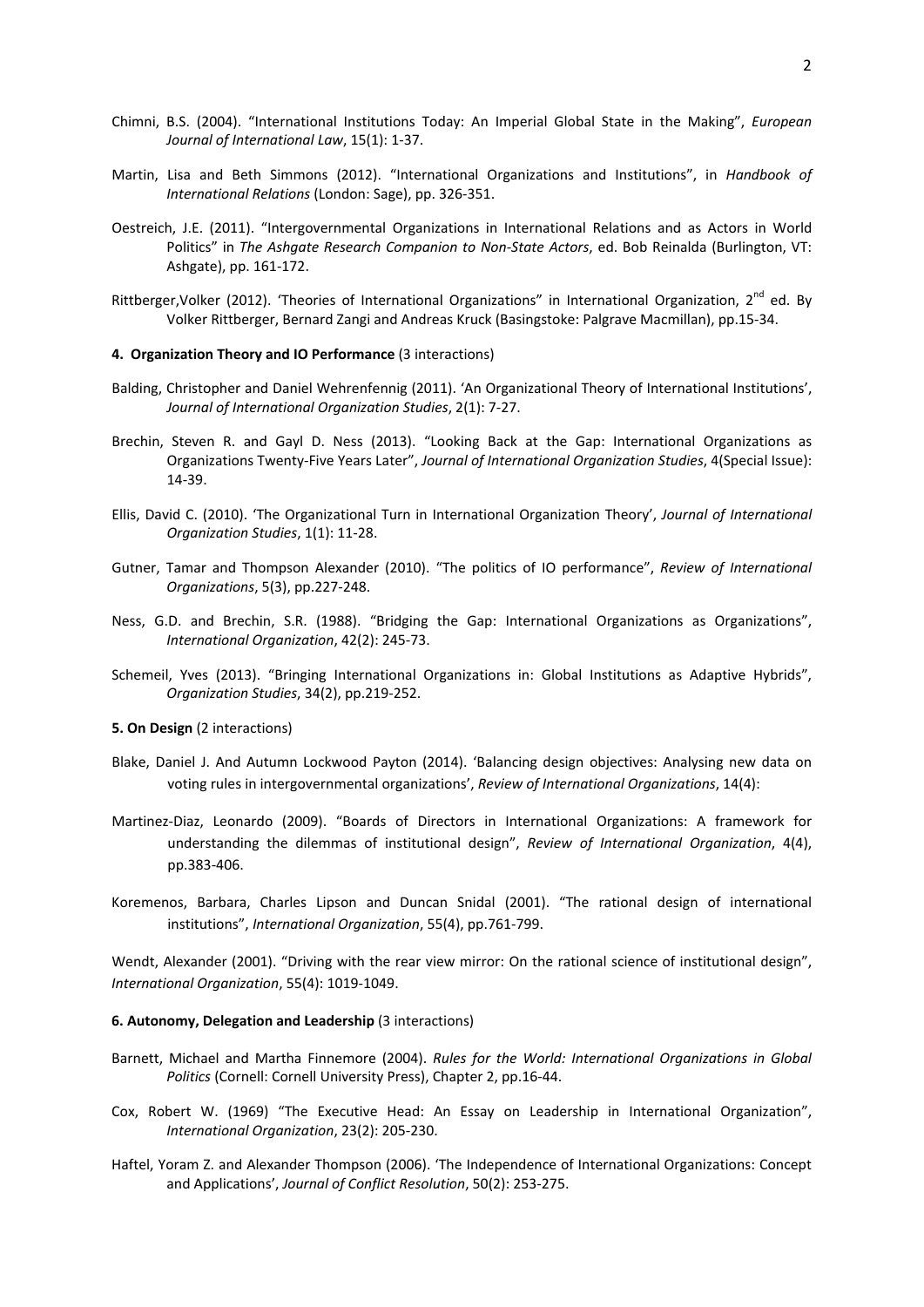Chimni, B.S. (2004). "International Institutions Today: An Imperial Global State in the Making", *European Journal of International Law*, 15(1): 1-37.

Martin, Lisa and Beth Simmons (2012). "International Organizations and Institutions", in *Handbook of International Relations* (London: Sage), pp. 326-351.

Oestreich, J.E. (2011). "Intergovernmental Organizations in International Relations and as Actors in World Politics" in *The Ashgate Research Companion to Non-State Actors*, ed. Bob Reinalda (Burlington, VT: Ashgate), pp. 161-172.

Rittberger,Volker (2012). 'Theories of International Organizations" in International Organization, 2nd ed. By Volker Rittberger, Bernard Zangi and Andreas Kruck (Basingstoke: Palgrave Macmillan), pp.15-34.

**4. Organization Theory and IO Performance** (3 interactions)

Balding, Christopher and Daniel Wehrenfennig (2011). 'An Organizational Theory of International Institutions', *Journal of International Organization Studies*, 2(1): 7-27.

Brechin, Steven R. and Gayl D. Ness (2013). "Looking Back at the Gap: International Organizations as Organizations Twenty-Five Years Later", *Journal of International Organization Studies*, 4(Special Issue): 14-39.

Ellis, David C. (2010). 'The Organizational Turn in International Organization Theory', *Journal of International Organization Studies*, 1(1): 11-28.

Gutner, Tamar and Thompson Alexander (2010). "The politics of IO performance", *Review of International Organizations*, 5(3), pp.227-248.

Ness, G.D. and Brechin, S.R. (1988). "Bridging the Gap: International Organizations as Organizations", *International Organization*, 42(2): 245-73.

Schemeil, Yves (2013). "Bringing International Organizations in: Global Institutions as Adaptive Hybrids", *Organization Studies*, 34(2), pp.219-252.

**5. On Design** (2 interactions)

Blake, Daniel J. And Autumn Lockwood Payton (2014). 'Balancing design objectives: Analysing new data on voting rules in intergovernmental organizations', *Review of International Organizations*, 14(4):

Martinez-Diaz, Leonardo (2009). "Boards of Directors in International Organizations: A framework for understanding the dilemmas of institutional design", *Review of International Organization*, 4(4), pp.383-406.

Koremenos, Barbara, Charles Lipson and Duncan Snidal (2001). "The rational design of international institutions", *International Organization*, 55(4), pp.761-799.

Wendt, Alexander (2001). "Driving with the rear view mirror: On the rational science of institutional design", *International Organization*, 55(4): 1019-1049.

**6. Autonomy, Delegation and Leadership** (3 interactions)

Barnett, Michael and Martha Finnemore (2004). *Rules for the World: International Organizations in Global Politics* (Cornell: Cornell University Press), Chapter 2, pp.16-44.

Cox, Robert W. (1969) "The Executive Head: An Essay on Leadership in International Organization", *International Organization*, 23(2): 205-230.

Haftel, Yoram Z. and Alexander Thompson (2006). 'The Independence of International Organizations: Concept and Applications', *Journal of Conflict Resolution*, 50(2): 253-275.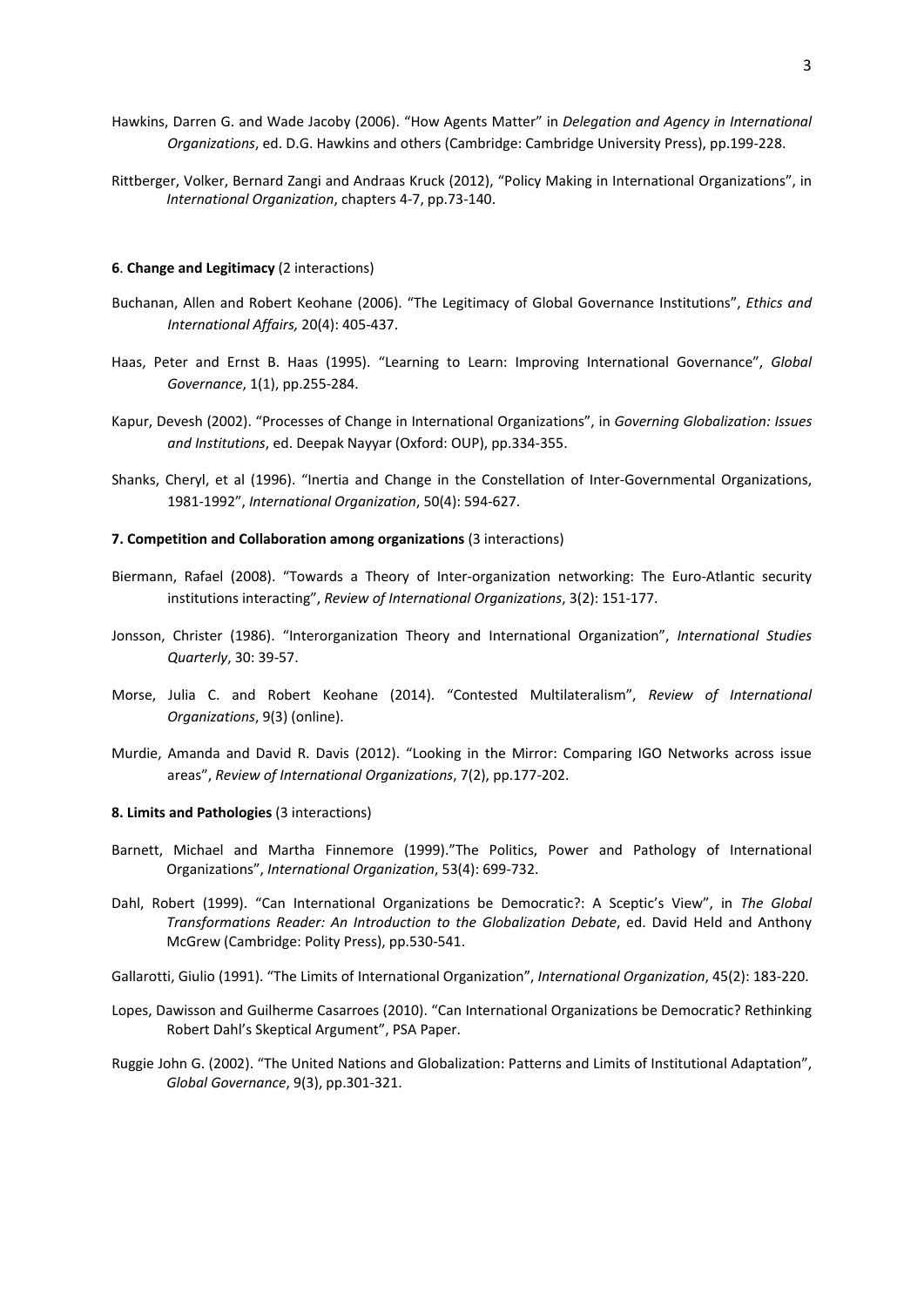Hawkins, Darren G. and Wade Jacoby (2006). "How Agents Matter" in *Delegation and Agency in International Organizations*, ed. D.G. Hawkins and others (Cambridge: Cambridge University Press), pp.199-228.

Rittberger, Volker, Bernard Zangi and Andraas Kruck (2012), "Policy Making in International Organizations", in *International Organization*, chapters 4-7, pp.73-140.

**6**. **Change and Legitimacy** (2 interactions)

Buchanan, Allen and Robert Keohane (2006). "The Legitimacy of Global Governance Institutions", *Ethics and International Affairs,* 20(4): 405-437.

Haas, Peter and Ernst B. Haas (1995). "Learning to Learn: Improving International Governance", *Global Governance*, 1(1), pp.255-284.

Kapur, Devesh (2002). "Processes of Change in International Organizations", in *Governing Globalization: Issues and Institutions*, ed. Deepak Nayyar (Oxford: OUP), pp.334-355.

Shanks, Cheryl, et al (1996). "Inertia and Change in the Constellation of Inter-Governmental Organizations, 1981-1992", *International Organization*, 50(4): 594-627.

**7. Competition and Collaboration among organizations** (3 interactions)

Biermann, Rafael (2008). "Towards a Theory of Inter-organization networking: The Euro-Atlantic security institutions interacting", *Review of International Organizations*, 3(2): 151-177.

Jonsson, Christer (1986). "Interorganization Theory and International Organization", *International Studies Quarterly*, 30: 39-57.

Morse, Julia C. and Robert Keohane (2014). "Contested Multilateralism", *Review of International Organizations*, 9(3) (online).

Murdie, Amanda and David R. Davis (2012). "Looking in the Mirror: Comparing IGO Networks across issue areas", *Review of International Organizations*, 7(2), pp.177-202.

**8. Limits and Pathologies** (3 interactions)

Barnett, Michael and Martha Finnemore (1999)."The Politics, Power and Pathology of International Organizations", *International Organization*, 53(4): 699-732.

Dahl, Robert (1999). "Can International Organizations be Democratic?: A Sceptic's View", in *The Global Transformations Reader: An Introduction to the Globalization Debate*, ed. David Held and Anthony McGrew (Cambridge: Polity Press), pp.530-541.

Gallarotti, Giulio (1991). "The Limits of International Organization", *International Organization*, 45(2): 183-220.

Lopes, Dawisson and Guilherme Casarroes (2010). "Can International Organizations be Democratic? Rethinking Robert Dahl's Skeptical Argument", PSA Paper.

Ruggie John G. (2002). "The United Nations and Globalization: Patterns and Limits of Institutional Adaptation", *Global Governance*, 9(3), pp.301-321.